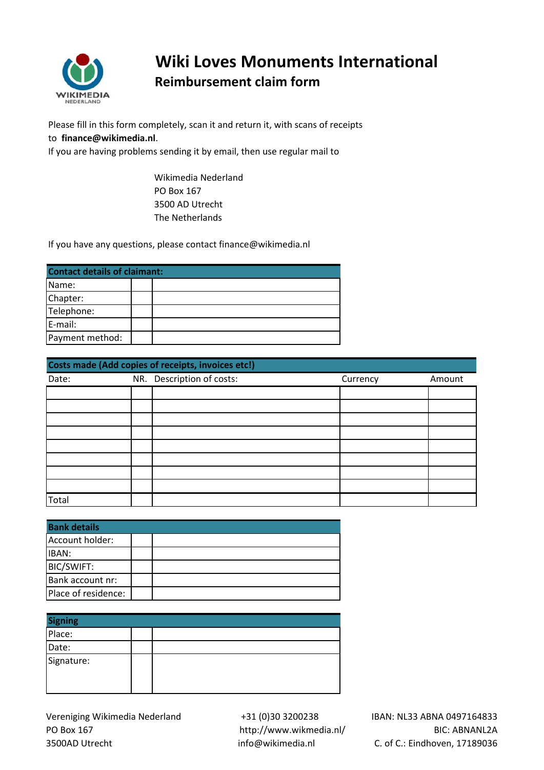# Wiki Loves Monuments International

## Reimbursement claim form

Please fill in this form completely, scan it and return it, with scans of receipts to **finance@wikimedia.nl**.
If you are having problems sending it by email, then use regular mail to

Wikimedia Nederland
PO Box 167
3500 AD Utrecht
The Netherlands

If you have any questions, please contact finance@wikimedia.nl

| **Contact details of claimant:** | | |
|---|---|---|
| Name: | | |
| Chapter: | | |
| Telephone: | | |
| E-mail: | | |
| Payment method: | | |

| **Costs made (Add copies of receipts, invoices etc!)** | | | | |
|---|---|---|---|---|
| Date: | NR. | Description of costs: | Currency | Amount |
| | | | | |
| | | | | |
| | | | | |
| | | | | |
| | | | | |
| | | | | |
| | | | | |
| | | | | |
| Total | | | | |

| **Bank details** | | |
|---|---|---|
| Account holder: | | |
| IBAN: | | |
| BIC/SWIFT: | | |
| Bank account nr: | | |
| Place of residence: | | |

| **Signing** | | |
|---|---|---|
| Place: | | |
| Date: | | |
| Signature: | | |

Vereniging Wikimedia Nederland
PO Box 167
3500AD Utrecht

+31 (0)30 3200238
http://www.wikmedia.nl/
info@wikimedia.nl

IBAN: NL33 ABNA 0497164833
BIC: ABNANL2A
C. of C.: Eindhoven, 17189036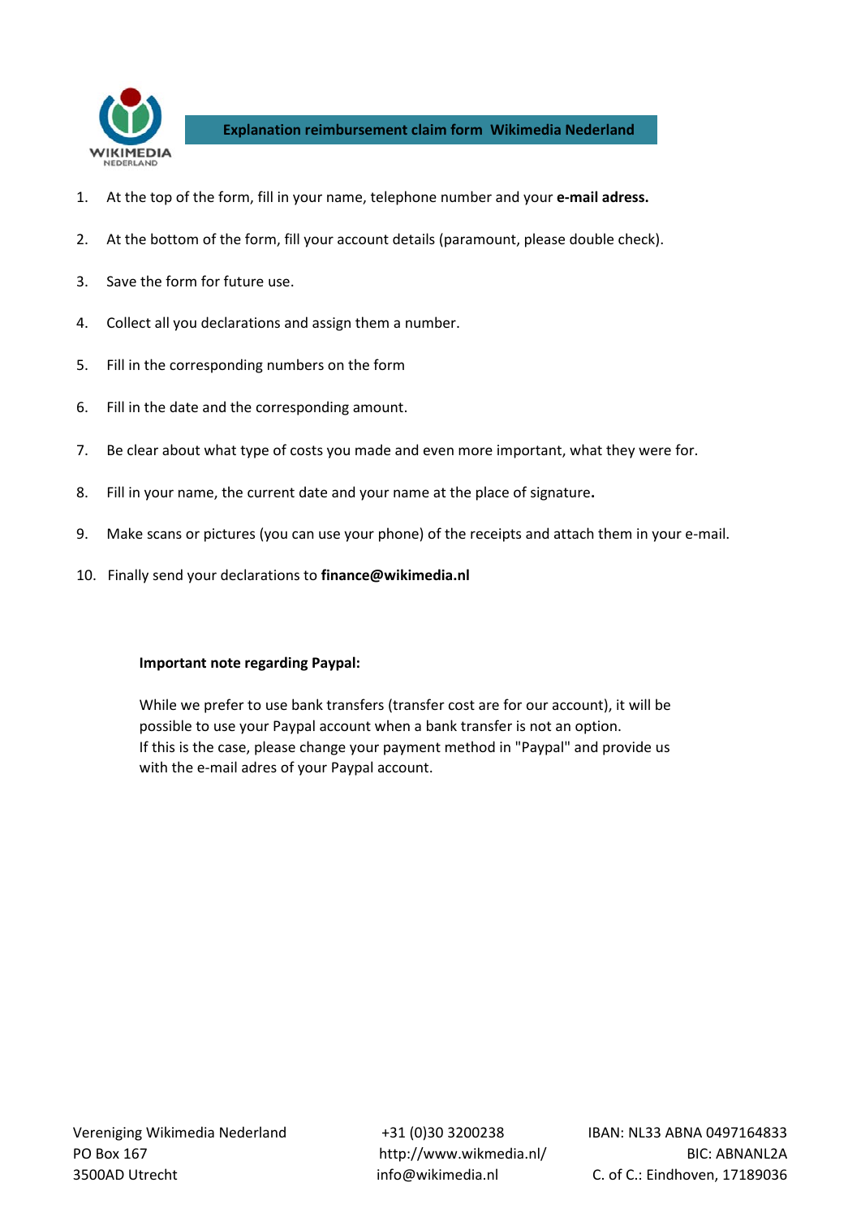# Explanation reimbursement claim form Wikimedia Nederland

1. At the top of the form, fill in your name, telephone number and your **e-mail adress.**
2. At the bottom of the form, fill your account details (paramount, please double check).
3. Save the form for future use.
4. Collect all you declarations and assign them a number.
5. Fill in the corresponding numbers on the form
6. Fill in the date and the corresponding amount.
7. Be clear about what type of costs you made and even more important, what they were for.
8. Fill in your name, the current date and your name at the place of signature.
9. Make scans or pictures (you can use your phone) of the receipts and attach them in your e-mail.
10. Finally send your declarations to **finance@wikimedia.nl**

**Important note regarding Paypal:**

While we prefer to use bank transfers (transfer cost are for our account), it will be possible to use your Paypal account when a bank transfer is not an option.
If this is the case, please change your payment method in "Paypal" and provide us with the e-mail adres of your Paypal account.

Vereniging Wikimedia Nederland
PO Box 167
3500AD Utrecht

+31 (0)30 3200238
http://www.wikmedia.nl/
info@wikimedia.nl

IBAN: NL33 ABNA 0497164833
BIC: ABNANL2A
C. of C.: Eindhoven, 17189036